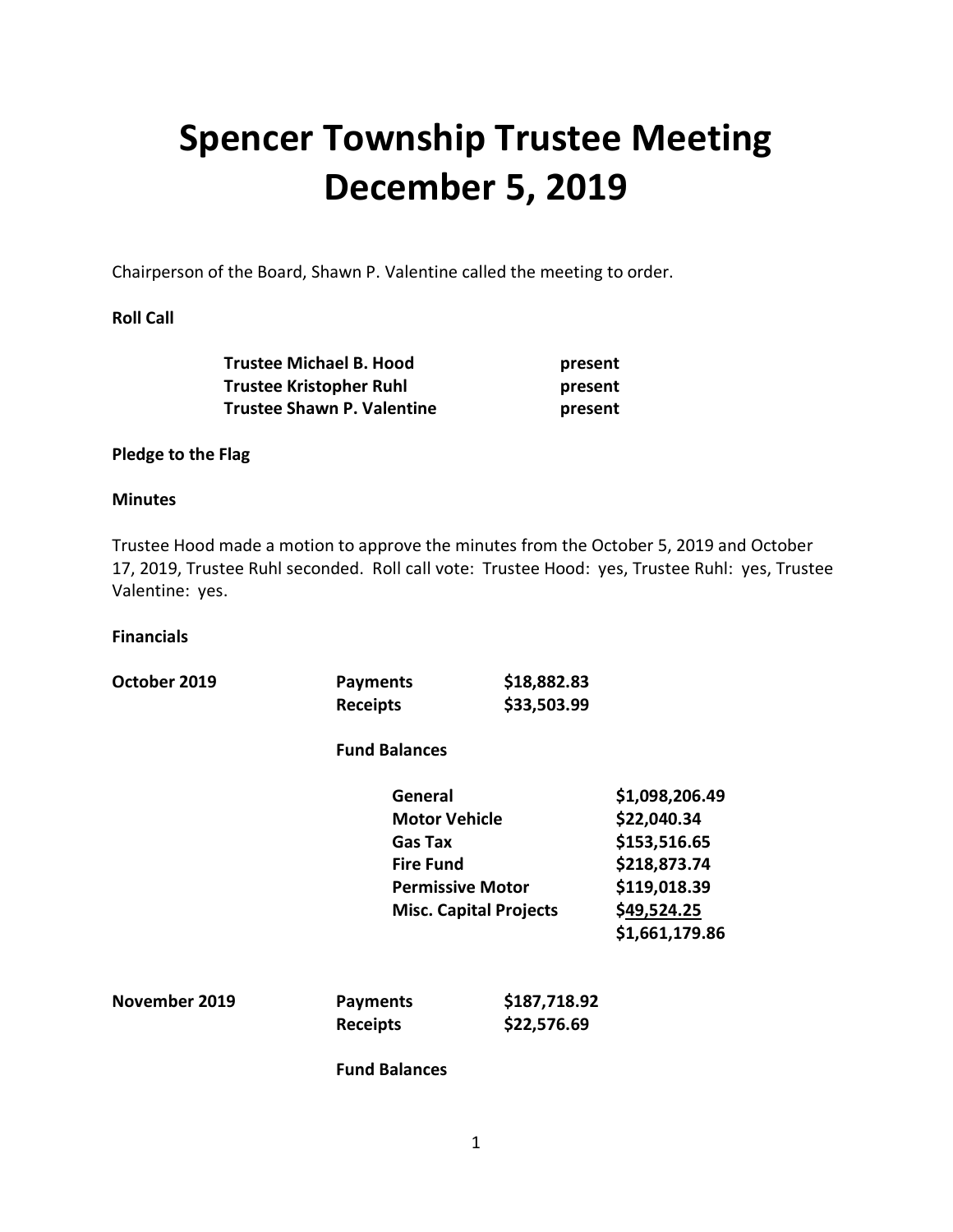# Spencer Township Trustee Meeting
# December 5, 2019

Chairperson of the Board, Shawn P. Valentine called the meeting to order.

**Roll Call**

| | |
|---|---|
| **Trustee Michael B. Hood** | **present** |
| **Trustee Kristopher Ruhl** | **present** |
| **Trustee Shawn P. Valentine** | **present** |

**Pledge to the Flag**

**Minutes**

Trustee Hood made a motion to approve the minutes from the October 5, 2019 and October 17, 2019, Trustee Ruhl seconded. Roll call vote: Trustee Hood: yes, Trustee Ruhl: yes, Trustee Valentine: yes.

**Financials**

**October 2019**

| | |
|---|---|
| **Payments** | **$18,882.83** |
| **Receipts** | **$33,503.99** |

**Fund Balances**

| | |
|---|---|
| **General** | **$1,098,206.49** |
| **Motor Vehicle** | **$22,040.34** |
| **Gas Tax** | **$153,516.65** |
| **Fire Fund** | **$218,873.74** |
| **Permissive Motor** | **$119,018.39** |
| **Misc. Capital Projects** | **$49,524.25** |
| | **$1,661,179.86** |

**November 2019**

| | |
|---|---|
| **Payments** | **$187,718.92** |
| **Receipts** | **$22,576.69** |

**Fund Balances**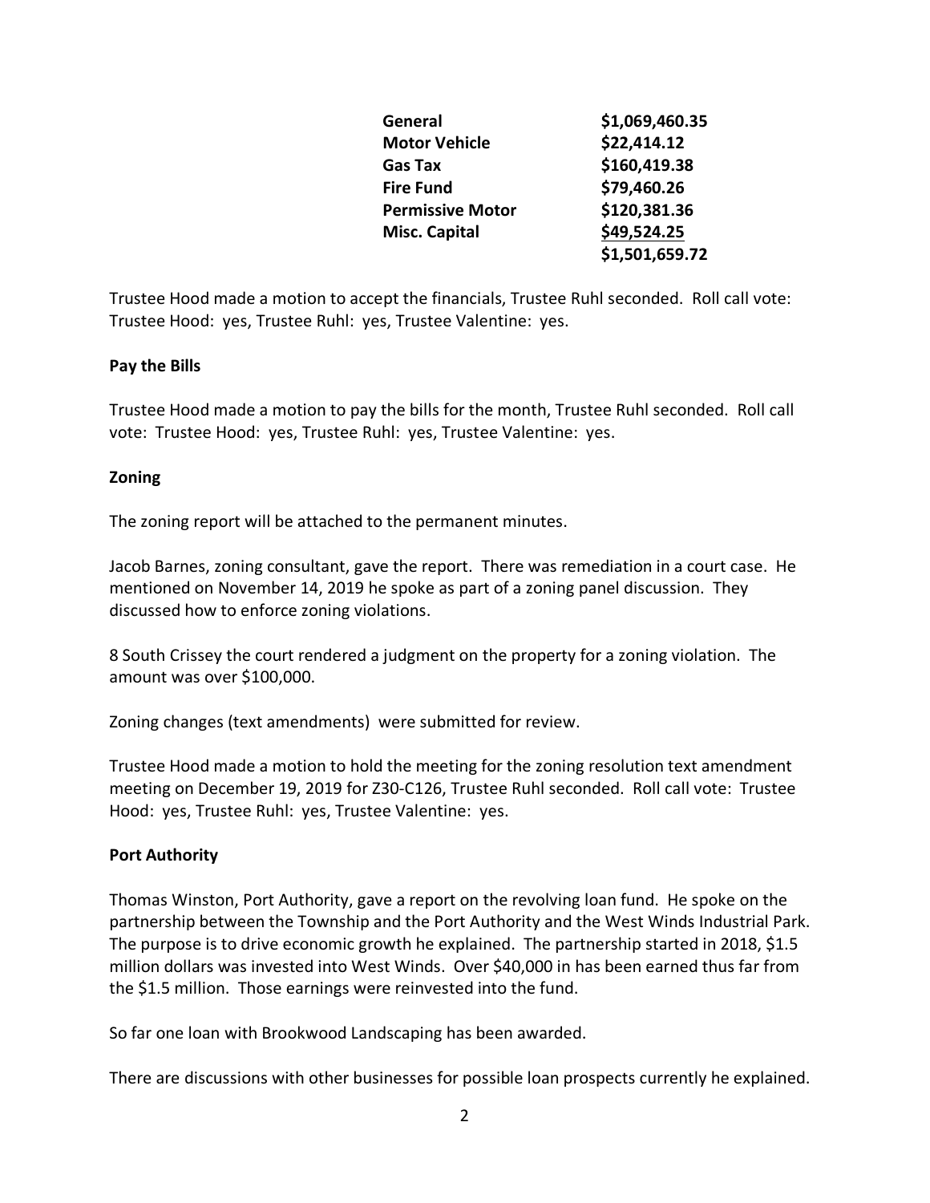| | |
|---|---|
| **General** | **$1,069,460.35** |
| **Motor Vehicle** | **$22,414.12** |
| **Gas Tax** | **$160,419.38** |
| **Fire Fund** | **$79,460.26** |
| **Permissive Motor** | **$120,381.36** |
| **Misc. Capital** | **$49,524.25** |
| | **$1,501,659.72** |

Trustee Hood made a motion to accept the financials, Trustee Ruhl seconded. Roll call vote: Trustee Hood: yes, Trustee Ruhl: yes, Trustee Valentine: yes.

**Pay the Bills**

Trustee Hood made a motion to pay the bills for the month, Trustee Ruhl seconded. Roll call vote: Trustee Hood: yes, Trustee Ruhl: yes, Trustee Valentine: yes.

**Zoning**

The zoning report will be attached to the permanent minutes.

Jacob Barnes, zoning consultant, gave the report. There was remediation in a court case. He mentioned on November 14, 2019 he spoke as part of a zoning panel discussion. They discussed how to enforce zoning violations.

8 South Crissey the court rendered a judgment on the property for a zoning violation. The amount was over $100,000.

Zoning changes (text amendments) were submitted for review.

Trustee Hood made a motion to hold the meeting for the zoning resolution text amendment meeting on December 19, 2019 for Z30-C126, Trustee Ruhl seconded. Roll call vote: Trustee Hood: yes, Trustee Ruhl: yes, Trustee Valentine: yes.

**Port Authority**

Thomas Winston, Port Authority, gave a report on the revolving loan fund. He spoke on the partnership between the Township and the Port Authority and the West Winds Industrial Park. The purpose is to drive economic growth he explained. The partnership started in 2018, $1.5 million dollars was invested into West Winds. Over $40,000 in has been earned thus far from the $1.5 million. Those earnings were reinvested into the fund.

So far one loan with Brookwood Landscaping has been awarded.

There are discussions with other businesses for possible loan prospects currently he explained.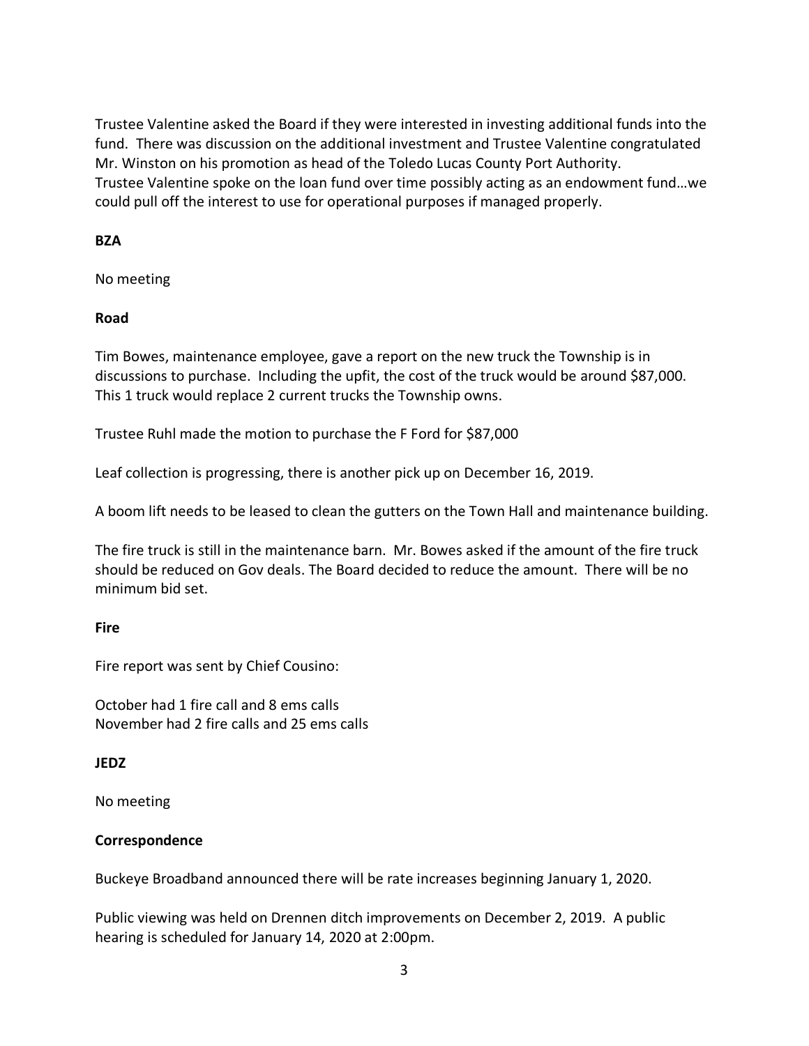Trustee Valentine asked the Board if they were interested in investing additional funds into the fund. There was discussion on the additional investment and Trustee Valentine congratulated Mr. Winston on his promotion as head of the Toledo Lucas County Port Authority.
Trustee Valentine spoke on the loan fund over time possibly acting as an endowment fund…we could pull off the interest to use for operational purposes if managed properly.

**BZA**

No meeting

**Road**

Tim Bowes, maintenance employee, gave a report on the new truck the Township is in discussions to purchase. Including the upfit, the cost of the truck would be around $87,000. This 1 truck would replace 2 current trucks the Township owns.

Trustee Ruhl made the motion to purchase the F Ford for $87,000

Leaf collection is progressing, there is another pick up on December 16, 2019.

A boom lift needs to be leased to clean the gutters on the Town Hall and maintenance building.

The fire truck is still in the maintenance barn. Mr. Bowes asked if the amount of the fire truck should be reduced on Gov deals. The Board decided to reduce the amount. There will be no minimum bid set.

**Fire**

Fire report was sent by Chief Cousino:

October had 1 fire call and 8 ems calls
November had 2 fire calls and 25 ems calls

**JEDZ**

No meeting

**Correspondence**

Buckeye Broadband announced there will be rate increases beginning January 1, 2020.

Public viewing was held on Drennen ditch improvements on December 2, 2019. A public hearing is scheduled for January 14, 2020 at 2:00pm.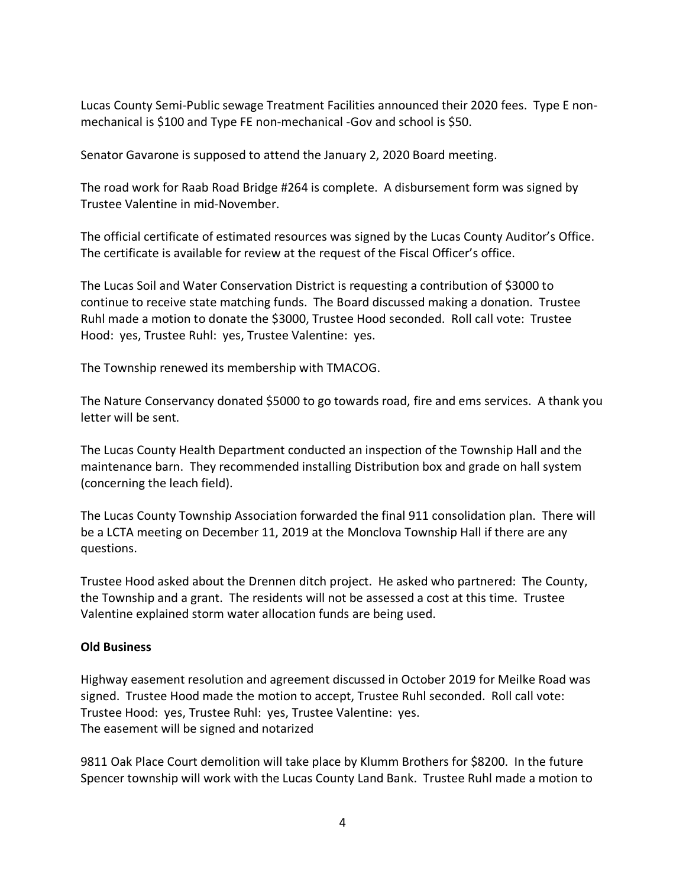Lucas County Semi-Public sewage Treatment Facilities announced their 2020 fees. Type E non-mechanical is $100 and Type FE non-mechanical -Gov and school is $50.

Senator Gavarone is supposed to attend the January 2, 2020 Board meeting.

The road work for Raab Road Bridge #264 is complete. A disbursement form was signed by Trustee Valentine in mid-November.

The official certificate of estimated resources was signed by the Lucas County Auditor's Office. The certificate is available for review at the request of the Fiscal Officer's office.

The Lucas Soil and Water Conservation District is requesting a contribution of $3000 to continue to receive state matching funds. The Board discussed making a donation. Trustee Ruhl made a motion to donate the $3000, Trustee Hood seconded. Roll call vote: Trustee Hood: yes, Trustee Ruhl: yes, Trustee Valentine: yes.

The Township renewed its membership with TMACOG.

The Nature Conservancy donated $5000 to go towards road, fire and ems services. A thank you letter will be sent.

The Lucas County Health Department conducted an inspection of the Township Hall and the maintenance barn. They recommended installing Distribution box and grade on hall system (concerning the leach field).

The Lucas County Township Association forwarded the final 911 consolidation plan. There will be a LCTA meeting on December 11, 2019 at the Monclova Township Hall if there are any questions.

Trustee Hood asked about the Drennen ditch project. He asked who partnered: The County, the Township and a grant. The residents will not be assessed a cost at this time. Trustee Valentine explained storm water allocation funds are being used.

**Old Business**

Highway easement resolution and agreement discussed in October 2019 for Meilke Road was signed. Trustee Hood made the motion to accept, Trustee Ruhl seconded. Roll call vote: Trustee Hood: yes, Trustee Ruhl: yes, Trustee Valentine: yes.
The easement will be signed and notarized

9811 Oak Place Court demolition will take place by Klumm Brothers for $8200. In the future Spencer township will work with the Lucas County Land Bank. Trustee Ruhl made a motion to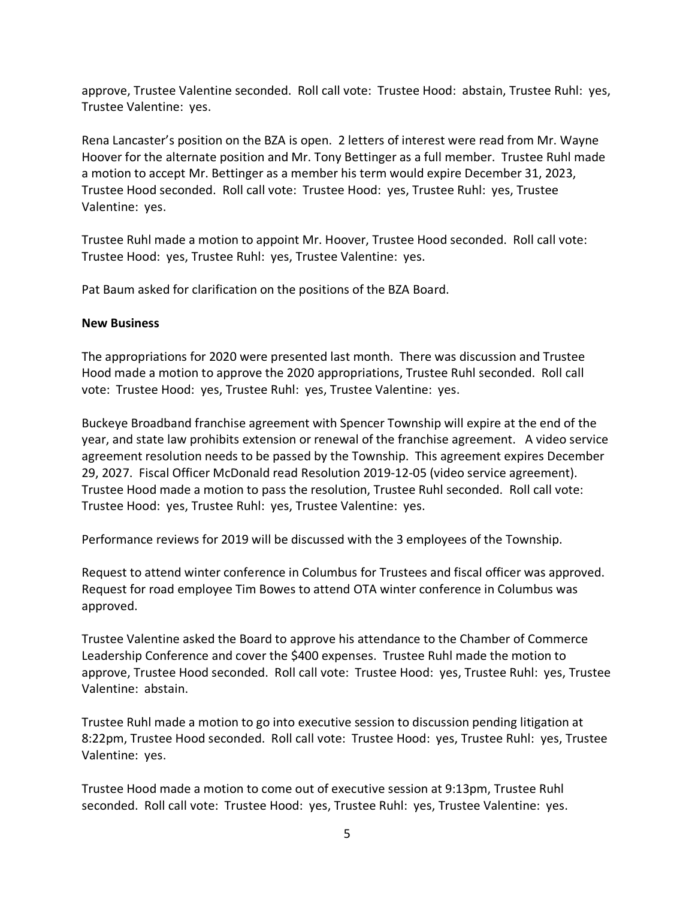approve, Trustee Valentine seconded. Roll call vote: Trustee Hood: abstain, Trustee Ruhl: yes, Trustee Valentine: yes.

Rena Lancaster's position on the BZA is open. 2 letters of interest were read from Mr. Wayne Hoover for the alternate position and Mr. Tony Bettinger as a full member. Trustee Ruhl made a motion to accept Mr. Bettinger as a member his term would expire December 31, 2023, Trustee Hood seconded. Roll call vote: Trustee Hood: yes, Trustee Ruhl: yes, Trustee Valentine: yes.

Trustee Ruhl made a motion to appoint Mr. Hoover, Trustee Hood seconded. Roll call vote: Trustee Hood: yes, Trustee Ruhl: yes, Trustee Valentine: yes.

Pat Baum asked for clarification on the positions of the BZA Board.

**New Business**

The appropriations for 2020 were presented last month. There was discussion and Trustee Hood made a motion to approve the 2020 appropriations, Trustee Ruhl seconded. Roll call vote: Trustee Hood: yes, Trustee Ruhl: yes, Trustee Valentine: yes.

Buckeye Broadband franchise agreement with Spencer Township will expire at the end of the year, and state law prohibits extension or renewal of the franchise agreement. A video service agreement resolution needs to be passed by the Township. This agreement expires December 29, 2027. Fiscal Officer McDonald read Resolution 2019-12-05 (video service agreement). Trustee Hood made a motion to pass the resolution, Trustee Ruhl seconded. Roll call vote: Trustee Hood: yes, Trustee Ruhl: yes, Trustee Valentine: yes.

Performance reviews for 2019 will be discussed with the 3 employees of the Township.

Request to attend winter conference in Columbus for Trustees and fiscal officer was approved. Request for road employee Tim Bowes to attend OTA winter conference in Columbus was approved.

Trustee Valentine asked the Board to approve his attendance to the Chamber of Commerce Leadership Conference and cover the $400 expenses. Trustee Ruhl made the motion to approve, Trustee Hood seconded. Roll call vote: Trustee Hood: yes, Trustee Ruhl: yes, Trustee Valentine: abstain.

Trustee Ruhl made a motion to go into executive session to discussion pending litigation at 8:22pm, Trustee Hood seconded. Roll call vote: Trustee Hood: yes, Trustee Ruhl: yes, Trustee Valentine: yes.

Trustee Hood made a motion to come out of executive session at 9:13pm, Trustee Ruhl seconded. Roll call vote: Trustee Hood: yes, Trustee Ruhl: yes, Trustee Valentine: yes.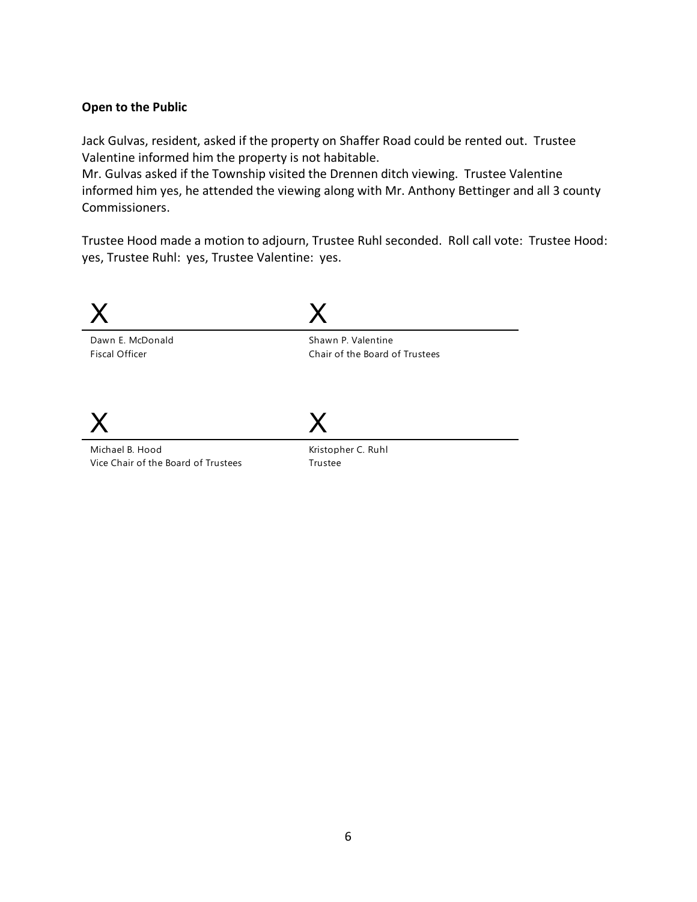**Open to the Public**

Jack Gulvas, resident, asked if the property on Shaffer Road could be rented out. Trustee Valentine informed him the property is not habitable.
Mr. Gulvas asked if the Township visited the Drennen ditch viewing. Trustee Valentine informed him yes, he attended the viewing along with Mr. Anthony Bettinger and all 3 county Commissioners.

Trustee Hood made a motion to adjourn, Trustee Ruhl seconded. Roll call vote: Trustee Hood: yes, Trustee Ruhl: yes, Trustee Valentine: yes.

X

Dawn E. McDonald
Fiscal Officer

X

Shawn P. Valentine
Chair of the Board of Trustees

X

Michael B. Hood
Vice Chair of the Board of Trustees

X

Kristopher C. Ruhl
Trustee